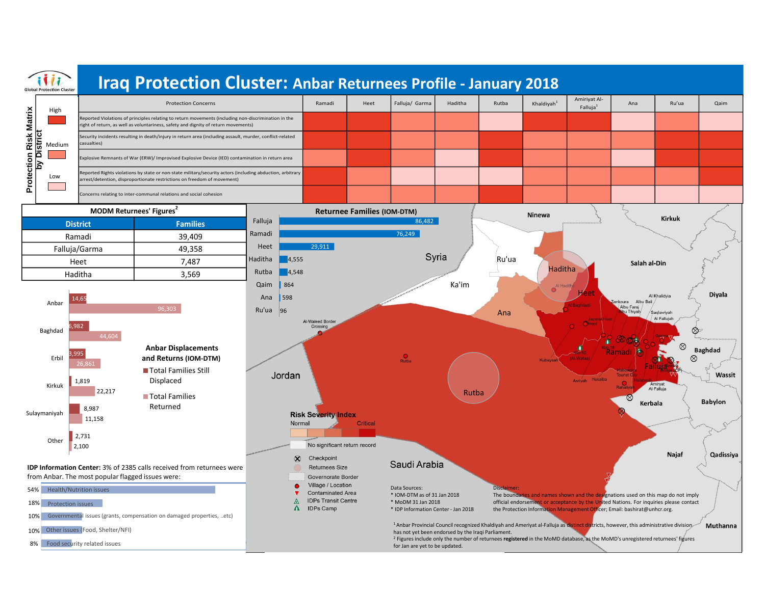# Iraq Protection Cluster: Anbar Returnees Profile - January 2018

Global Protection Cluster

## Protection Risk Matrix by District

Legend: High / Medium / Low

| Protection Concerns | Ramadi | Heet | Falluja/ Garma | Haditha | Rutba | Khaldiyah[1] | Amiriyat Al-Falluja[1] | Ana | Ru'ua | Qaim |
|---|---|---|---|---|---|---|---|---|---|---|
| Reported Violations of principles relating to return movements (including non-discrimination in the right of return, as well as voluntariness, safety and dignity of return movements) | High | High | Medium | Medium | Low | High | High | Low | Medium | Low |
| Security incidents resulting in death/injury in return area (including assault, murder, conflict-related casualties) | High | High | Medium | Medium | High | Medium | Medium | Medium | High | High |
| Explosive Remnants of War (ERW)/ Improvised Explosive Device (IED) contamination in return area | Medium | High | Medium | Low | High | Medium | Medium | Low | High | High |
| Reported Rights violations by state or non-state military/security actors (including abduction, arbitrary arrest/detention, disproportionate restrictions on freedom of movement) | High | Medium | Low | Low | Low | Medium | Medium | Medium | Medium | High |
| Concerns relating to inter-communal relations and social cohesion | High | High | Medium | Medium | High | Medium | Medium | Medium | Low | Low |

## MODM Returnees' Figures[2]

| District | Families |
|---|---|
| Ramadi | 39,409 |
| Falluja/Garma | 49,358 |
| Heet | 7,487 |
| Haditha | 3,569 |

## Returnee Families (IOM-DTM)

| District | Families |
|---|---|
| Falluja | 86,482 |
| Ramadi | 76,249 |
| Heet | 29,911 |
| Haditha | 4,555 |
| Rutba | 4,548 |
| Qaim | 864 |
| Ana | 598 |
| Ru'ua | 96 |

## Anbar Displacements and Returns (IOM-DTM)

| Location | Total Families Still Displaced | Total Families Returned |
|---|---|---|
| Anbar | 14,65 | 96,303 |
| Baghdad | 6,982 | 44,604 |
| Erbil | 3,995 | 26,861 |
| Kirkuk | 1,819 | 22,217 |
| Sulaymaniyah | 8,987 | 11,158 |
| Other | 2,731 | 2,100 |

**IDP Information Center:** 3% of 2385 calls received from returnees were from Anbar. The most popular flagged issues were:

| % | Issue |
|---|---|
| 54% | Health/Nutrition issues |
| 18% | Protection issues |
| 10% | Governmental issues (grants, compensation on damaged properties, ..etc) |
| 10% | Other issues (Food, Shelter/NFI) |
| 8% | Food security related issues |

## Map

Ninewa, Kirkuk, Salah al-Din, Diyala, Syria, Ru'ua, Ka'im, Haditha, Heet, Ana, Ramadi, Falluja, Baghdad, Wassit, Babylon, Kerbala, Jordan, Rutba, Saudi Arabia, Najaf, Qadissiya, Muthanna

Al Haditha, Al Baghdadi, Jazerat Heet, Heet, Zankoura, Albu Bali, Albu Faraj, Albu Thiyab, Al Khalidiya, Saqlawiyah, Al Fallujah, Garma, Kilo 18, Kilo 60 (Al-Wafaa), Kubaysah, Habbaniya Tourist City, Husaiba, Asriyah, Rahaliyah, Amiryat Al-Falluja, Al-Waleed Border Crossing, Rutba

**Risk Severity Index**: Normal — Critical

- No significant return record
- Checkpoint
- Returnees Size
- Governorate Border
- Village / Location
- Contaminated Area
- IDPs Transit Centre
- IDPs Camp

Data Sources:
- IOM-DTM as of 31 Jan 2018
- MoDM 31 Jan 2018
- IDP Information Center - Jan 2018

Disclaimer:
The boundaries and names shown and the designations used on this map do not imply official endorsement or acceptance by the United Nations. For inquiries please contact the Protection Information Management Officer; Email: bashirat@unhcr.org.

[1] Anbar Provincial Council recognized Khaldiyah and Ameriyat al-Falluja as distinct districts, however, this administrative division has not yet been endorsed by the Iraqi Parliament.
[2] Figures include only the number of returnees **registered** in the MoMD database, as the MoMD's unregistered returnees' figures for Jan are yet to be updated.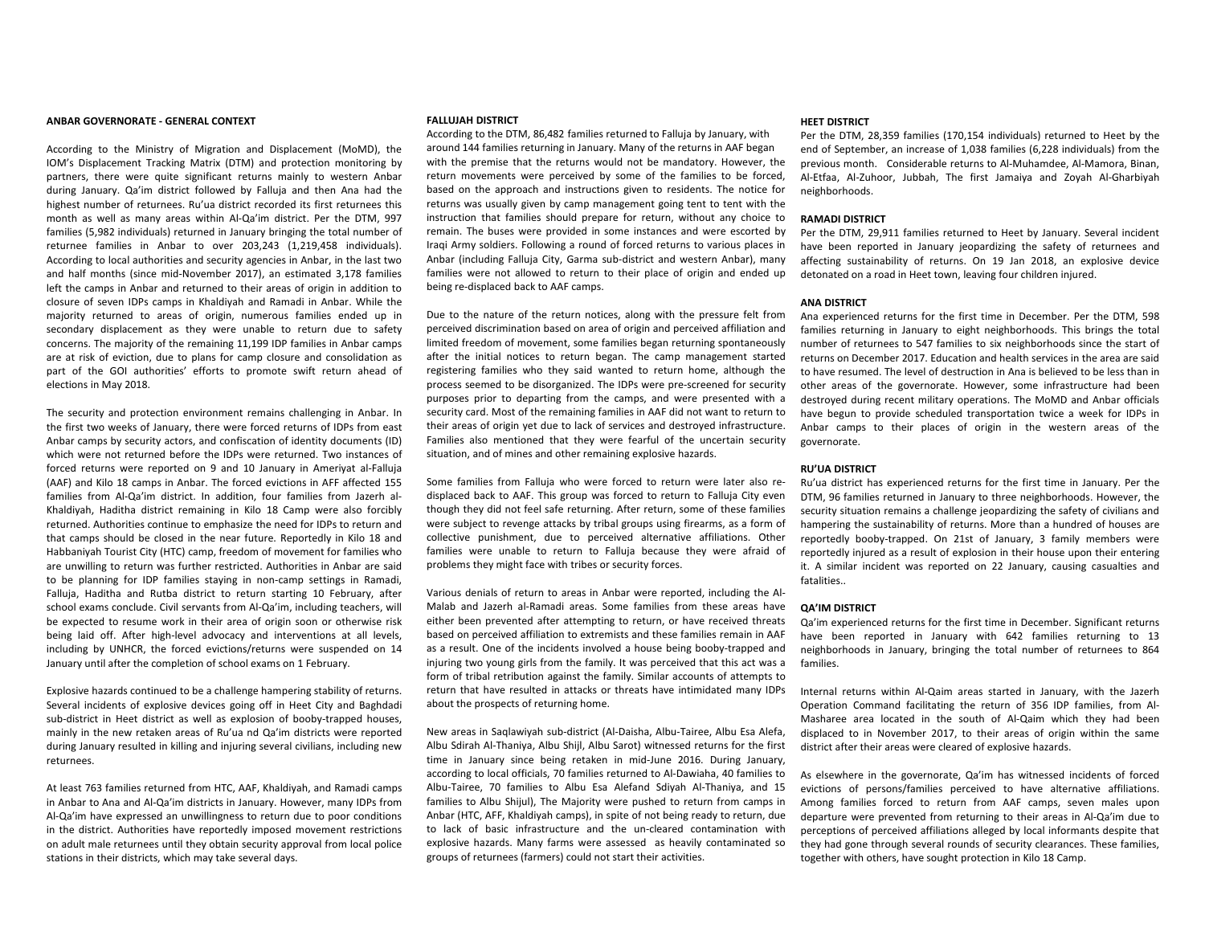**ANBAR GOVERNORATE - GENERAL CONTEXT**

According to the Ministry of Migration and Displacement (MoMD), the IOM's Displacement Tracking Matrix (DTM) and protection monitoring by partners, there were quite significant returns mainly to western Anbar during January. Qa'im district followed by Falluja and then Ana had the highest number of returnees. Ru'ua district recorded its first returnees this month as well as many areas within Al-Qa'im district. Per the DTM, 997 families (5,982 individuals) returned in January bringing the total number of returnee families in Anbar to over 203,243 (1,219,458 individuals). According to local authorities and security agencies in Anbar, in the last two and half months (since mid-November 2017), an estimated 3,178 families left the camps in Anbar and returned to their areas of origin in addition to closure of seven IDPs camps in Khaldiyah and Ramadi in Anbar. While the majority returned to areas of origin, numerous families ended up in secondary displacement as they were unable to return due to safety concerns. The majority of the remaining 11,199 IDP families in Anbar camps are at risk of eviction, due to plans for camp closure and consolidation as part of the GOI authorities' efforts to promote swift return ahead of elections in May 2018.

The security and protection environment remains challenging in Anbar. In the first two weeks of January, there were forced returns of IDPs from east Anbar camps by security actors, and confiscation of identity documents (ID) which were not returned before the IDPs were returned. Two instances of forced returns were reported on 9 and 10 January in Ameriyat al-Falluja (AAF) and Kilo 18 camps in Anbar. The forced evictions in AFF affected 155 families from Al-Qa'im district. In addition, four families from Jazerh al-Khaldiyah, Haditha district remaining in Kilo 18 Camp were also forcibly returned. Authorities continue to emphasize the need for IDPs to return and that camps should be closed in the near future. Reportedly in Kilo 18 and Habbaniyah Tourist City (HTC) camp, freedom of movement for families who are unwilling to return was further restricted. Authorities in Anbar are said to be planning for IDP families staying in non-camp settings in Ramadi, Falluja, Haditha and Rutba district to return starting 10 February, after school exams conclude. Civil servants from Al-Qa'im, including teachers, will be expected to resume work in their area of origin soon or otherwise risk being laid off. After high-level advocacy and interventions at all levels, including by UNHCR, the forced evictions/returns were suspended on 14 January until after the completion of school exams on 1 February.

Explosive hazards continued to be a challenge hampering stability of returns. Several incidents of explosive devices going off in Heet City and Baghdadi sub-district in Heet district as well as explosion of booby-trapped houses, mainly in the new retaken areas of Ru'ua nd Qa'im districts were reported during January resulted in killing and injuring several civilians, including new returnees.

At least 763 families returned from HTC, AAF, Khaldiyah, and Ramadi camps in Anbar to Ana and Al-Qa'im districts in January. However, many IDPs from Al-Qa'im have expressed an unwillingness to return due to poor conditions in the district. Authorities have reportedly imposed movement restrictions on adult male returnees until they obtain security approval from local police stations in their districts, which may take several days.

**FALLUJAH DISTRICT**

According to the DTM, 86,482 families returned to Falluja by January, with around 144 families returning in January. Many of the returns in AAF began with the premise that the returns would not be mandatory. However, the return movements were perceived by some of the families to be forced, based on the approach and instructions given to residents. The notice for returns was usually given by camp management going tent to tent with the instruction that families should prepare for return, without any choice to remain. The buses were provided in some instances and were escorted by Iraqi Army soldiers. Following a round of forced returns to various places in Anbar (including Falluja City, Garma sub-district and western Anbar), many families were not allowed to return to their place of origin and ended up being re-displaced back to AAF camps.

Due to the nature of the return notices, along with the pressure felt from perceived discrimination based on area of origin and perceived affiliation and limited freedom of movement, some families began returning spontaneously after the initial notices to return began. The camp management started registering families who they said wanted to return home, although the process seemed to be disorganized. The IDPs were pre-screened for security purposes prior to departing from the camps, and were presented with a security card. Most of the remaining families in AAF did not want to return to their areas of origin yet due to lack of services and destroyed infrastructure. Families also mentioned that they were fearful of the uncertain security situation, and of mines and other remaining explosive hazards.

Some families from Falluja who were forced to return were later also re-displaced back to AAF. This group was forced to return to Falluja City even though they did not feel safe returning. After return, some of these families were subject to revenge attacks by tribal groups using firearms, as a form of collective punishment, due to perceived alternative affiliations. Other families were unable to return to Falluja because they were afraid of problems they might face with tribes or security forces.

Various denials of return to areas in Anbar were reported, including the Al-Malab and Jazerh al-Ramadi areas. Some families from these areas have either been prevented after attempting to return, or have received threats based on perceived affiliation to extremists and these families remain in AAF as a result. One of the incidents involved a house being booby-trapped and injuring two young girls from the family. It was perceived that this act was a form of tribal retribution against the family. Similar accounts of attempts to return that have resulted in attacks or threats have intimidated many IDPs about the prospects of returning home.

New areas in Saqlawiyah sub-district (Al-Daisha, Albu-Tairee, Albu Esa Alefa, Albu Sdirah Al-Thaniya, Albu Shijl, Albu Sarot) witnessed returns for the first time in January since being retaken in mid-June 2016. During January, according to local officials, 70 families returned to Al-Dawiaha, 40 families to Albu-Tairee, 70 families to Albu Esa Alefand Sdiyah Al-Thaniya, and 15 families to Albu Shijul), The Majority were pushed to return from camps in Anbar (HTC, AFF, Khaldiyah camps), in spite of not being ready to return, due to lack of basic infrastructure and the un-cleared contamination with explosive hazards. Many farms were assessed as heavily contaminated so groups of returnees (farmers) could not start their activities.

**HEET DISTRICT**

Per the DTM, 28,359 families (170,154 individuals) returned to Heet by the end of September, an increase of 1,038 families (6,228 individuals) from the previous month. Considerable returns to Al-Muhamdee, Al-Mamora, Binan, Al-Etfaa, Al-Zuhoor, Jubbah, The first Jamaiya and Zoyah Al-Gharbiyah neighborhoods.

**RAMADI DISTRICT**

Per the DTM, 29,911 families returned to Heet by January. Several incident have been reported in January jeopardizing the safety of returnees and affecting sustainability of returns. On 19 Jan 2018, an explosive device detonated on a road in Heet town, leaving four children injured.

**ANA DISTRICT**

Ana experienced returns for the first time in December. Per the DTM, 598 families returning in January to eight neighborhoods. This brings the total number of returnees to 547 families to six neighborhoods since the start of returns on December 2017. Education and health services in the area are said to have resumed. The level of destruction in Ana is believed to be less than in other areas of the governorate. However, some infrastructure had been destroyed during recent military operations. The MoMD and Anbar officials have begun to provide scheduled transportation twice a week for IDPs in Anbar camps to their places of origin in the western areas of the governorate.

**RU'UA DISTRICT**

Ru'ua district has experienced returns for the first time in January. Per the DTM, 96 families returned in January to three neighborhoods. However, the security situation remains a challenge jeopardizing the safety of civilians and hampering the sustainability of returns. More than a hundred of houses are reportedly booby-trapped. On 21st of January, 3 family members were reportedly injured as a result of explosion in their house upon their entering it. A similar incident was reported on 22 January, causing casualties and fatalities..

**QA'IM DISTRICT**

Qa'im experienced returns for the first time in December. Significant returns have been reported in January with 642 families returning to 13 neighborhoods in January, bringing the total number of returnees to 864 families.

Internal returns within Al-Qaim areas started in January, with the Jazerh Operation Command facilitating the return of 356 IDP families, from Al-Masharee area located in the south of Al-Qaim which they had been displaced to in November 2017, to their areas of origin within the same district after their areas were cleared of explosive hazards.

As elsewhere in the governorate, Qa'im has witnessed incidents of forced evictions of persons/families perceived to have alternative affiliations. Among families forced to return from AAF camps, seven males upon departure were prevented from returning to their areas in Al-Qa'im due to perceptions of perceived affiliations alleged by local informants despite that they had gone through several rounds of security clearances. These families, together with others, have sought protection in Kilo 18 Camp.